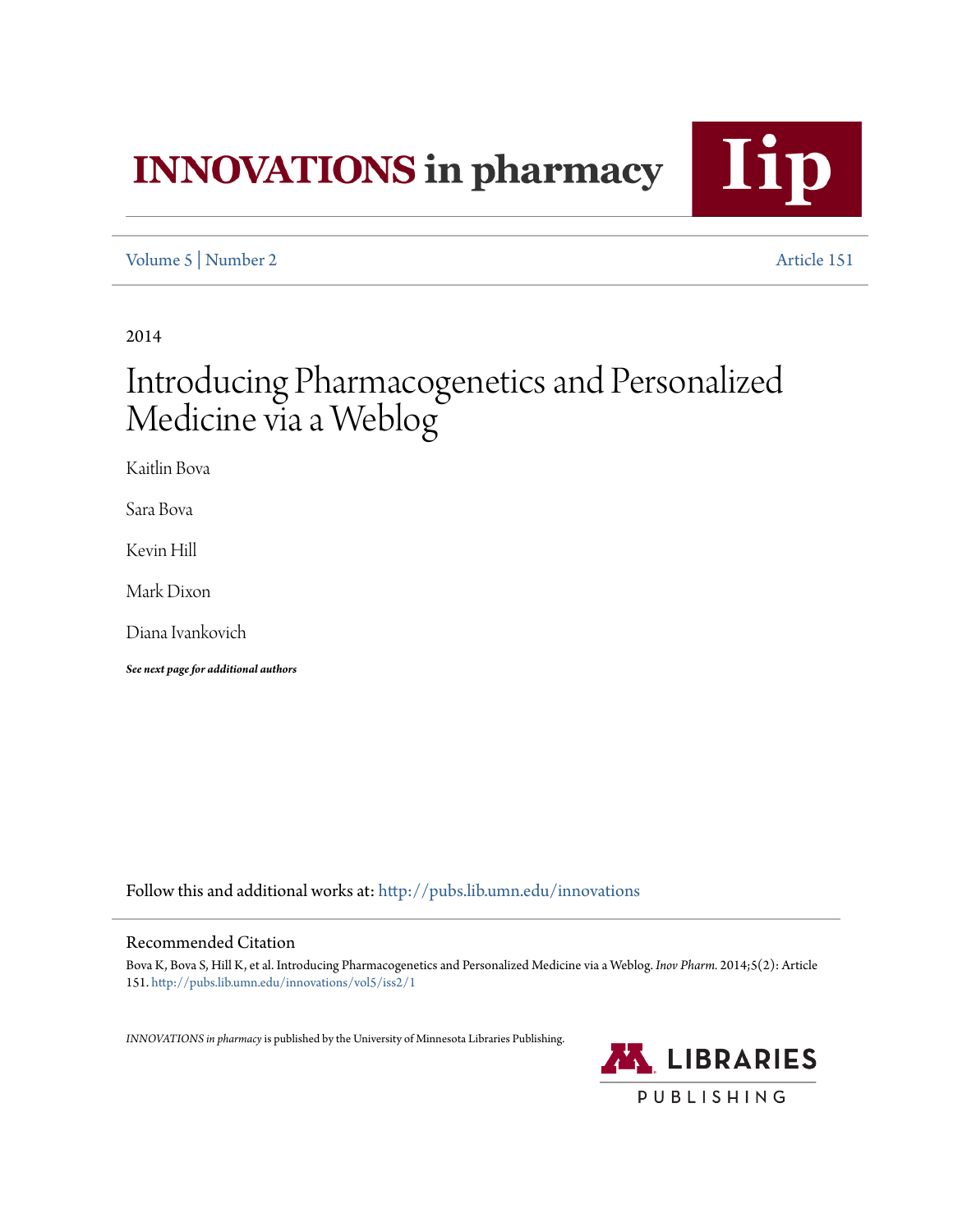# INNOVATIONS in pharmacy

Volume 5 | Number 2 Article 151

2014

# Introducing Pharmacogenetics and Personalized Medicine via a Weblog

Kaitlin Bova

Sara Bova

Kevin Hill

Mark Dixon

Diana Ivankovich

***See next page for additional authors***

Follow this and additional works at: http://pubs.lib.umn.edu/innovations

## Recommended Citation

Bova K, Bova S, Hill K, et al. Introducing Pharmacogenetics and Personalized Medicine via a Weblog. *Inov Pharm.* 2014;5(2): Article 151. http://pubs.lib.umn.edu/innovations/vol5/iss2/1

*INNOVATIONS in pharmacy* is published by the University of Minnesota Libraries Publishing.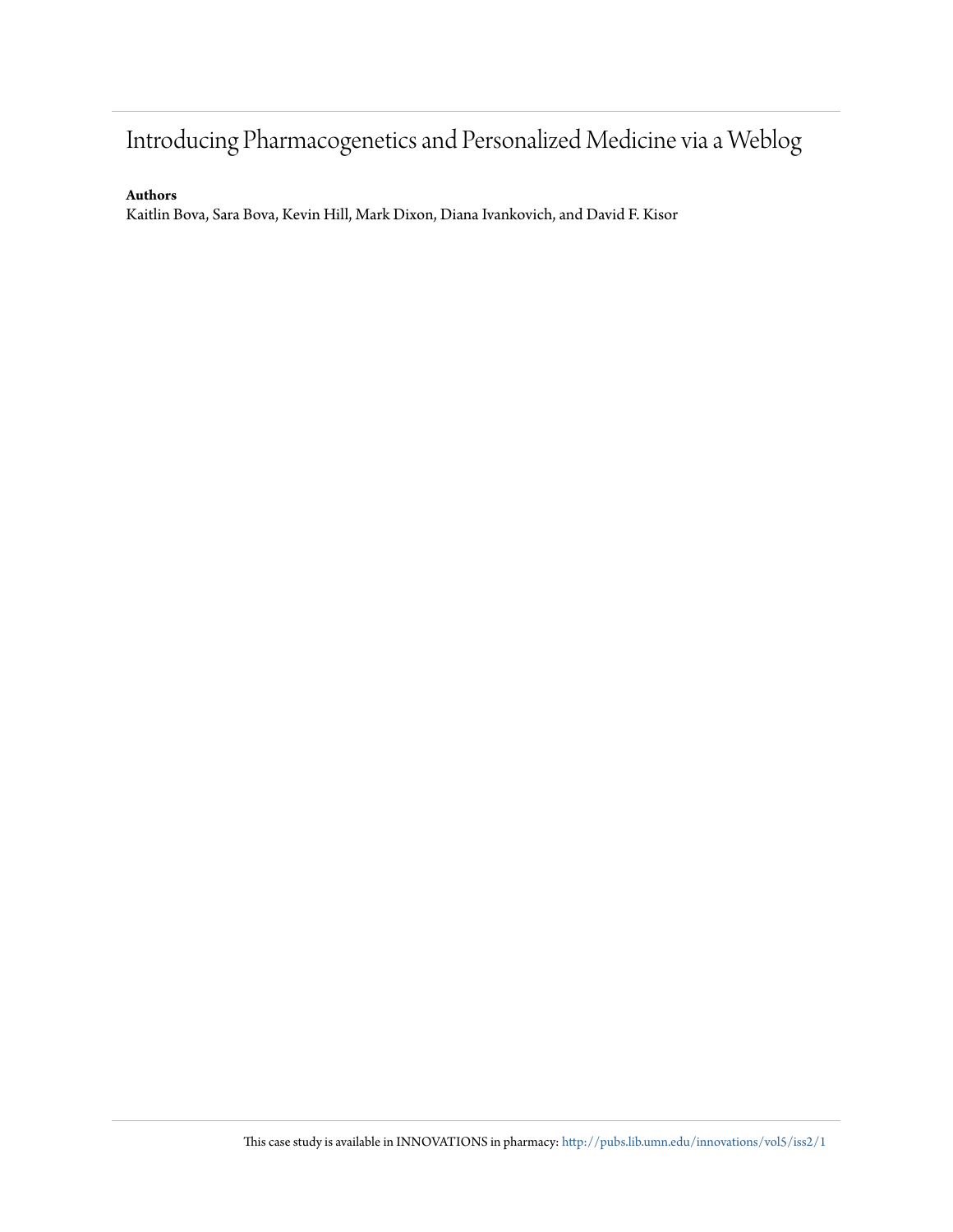# Introducing Pharmacogenetics and Personalized Medicine via a Weblog

**Authors**

Kaitlin Bova, Sara Bova, Kevin Hill, Mark Dixon, Diana Ivankovich, and David F. Kisor

This case study is available in INNOVATIONS in pharmacy: http://pubs.lib.umn.edu/innovations/vol5/iss2/1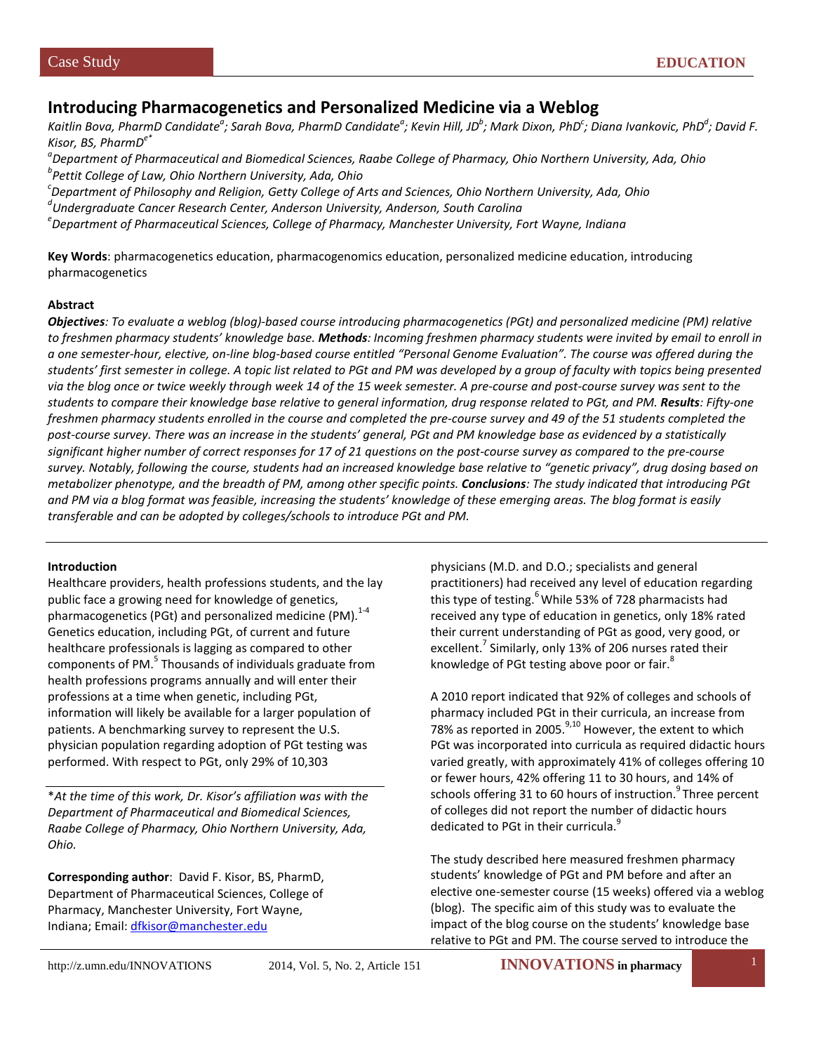# Introducing Pharmacogenetics and Personalized Medicine via a Weblog

*Kaitlin Bova, PharmD Candidate[a]; Sarah Bova, PharmD Candidate[a]; Kevin Hill, JD[b]; Mark Dixon, PhD[c]; Diana Ivankovic, PhD[d]; David F. Kisor, BS, PharmD[e*]*

*[a]Department of Pharmaceutical and Biomedical Sciences, Raabe College of Pharmacy, Ohio Northern University, Ada, Ohio*
*[b]Pettit College of Law, Ohio Northern University, Ada, Ohio*
*[c]Department of Philosophy and Religion, Getty College of Arts and Sciences, Ohio Northern University, Ada, Ohio*
*[d]Undergraduate Cancer Research Center, Anderson University, Anderson, South Carolina*
*[e]Department of Pharmaceutical Sciences, College of Pharmacy, Manchester University, Fort Wayne, Indiana*

**Key Words**: pharmacogenetics education, pharmacogenomics education, personalized medicine education, introducing pharmacogenetics

**Abstract**

***Objectives****: To evaluate a weblog (blog)-based course introducing pharmacogenetics (PGt) and personalized medicine (PM) relative to freshmen pharmacy students' knowledge base.* ***Methods****: Incoming freshmen pharmacy students were invited by email to enroll in a one semester-hour, elective, on-line blog-based course entitled "Personal Genome Evaluation". The course was offered during the students' first semester in college. A topic list related to PGt and PM was developed by a group of faculty with topics being presented via the blog once or twice weekly through week 14 of the 15 week semester. A pre-course and post-course survey was sent to the students to compare their knowledge base relative to general information, drug response related to PGt, and PM.* ***Results****: Fifty-one freshmen pharmacy students enrolled in the course and completed the pre-course survey and 49 of the 51 students completed the post-course survey. There was an increase in the students' general, PGt and PM knowledge base as evidenced by a statistically significant higher number of correct responses for 17 of 21 questions on the post-course survey as compared to the pre-course survey. Notably, following the course, students had an increased knowledge base relative to "genetic privacy", drug dosing based on metabolizer phenotype, and the breadth of PM, among other specific points.* ***Conclusions****: The study indicated that introducing PGt and PM via a blog format was feasible, increasing the students' knowledge of these emerging areas. The blog format is easily transferable and can be adopted by colleges/schools to introduce PGt and PM.*

**Introduction**

Healthcare providers, health professions students, and the lay public face a growing need for knowledge of genetics, pharmacogenetics (PGt) and personalized medicine (PM).[1-4] Genetics education, including PGt, of current and future healthcare professionals is lagging as compared to other components of PM.[5] Thousands of individuals graduate from health professions programs annually and will enter their professions at a time when genetic, including PGt, information will likely be available for a larger population of patients. A benchmarking survey to represent the U.S. physician population regarding adoption of PGt testing was performed. With respect to PGt, only 29% of 10,303 physicians (M.D. and D.O.; specialists and general practitioners) had received any level of education regarding this type of testing.[6] While 53% of 728 pharmacists had received any type of education in genetics, only 18% rated their current understanding of PGt as good, very good, or excellent.[7] Similarly, only 13% of 206 nurses rated their knowledge of PGt testing above poor or fair.[8]

A 2010 report indicated that 92% of colleges and schools of pharmacy included PGt in their curricula, an increase from 78% as reported in 2005.[9,10] However, the extent to which PGt was incorporated into curricula as required didactic hours varied greatly, with approximately 41% of colleges offering 10 or fewer hours, 42% offering 11 to 30 hours, and 14% of schools offering 31 to 60 hours of instruction.[9] Three percent of colleges did not report the number of didactic hours dedicated to PGt in their curricula.[9]

The study described here measured freshmen pharmacy students' knowledge of PGt and PM before and after an elective one-semester course (15 weeks) offered via a weblog (blog). The specific aim of this study was to evaluate the impact of the blog course on the students' knowledge base relative to PGt and PM. The course served to introduce the

*\*At the time of this work, Dr. Kisor's affiliation was with the Department of Pharmaceutical and Biomedical Sciences, Raabe College of Pharmacy, Ohio Northern University, Ada, Ohio.*

**Corresponding author**: David F. Kisor, BS, PharmD, Department of Pharmaceutical Sciences, College of Pharmacy, Manchester University, Fort Wayne, Indiana; Email: dfkisor@manchester.edu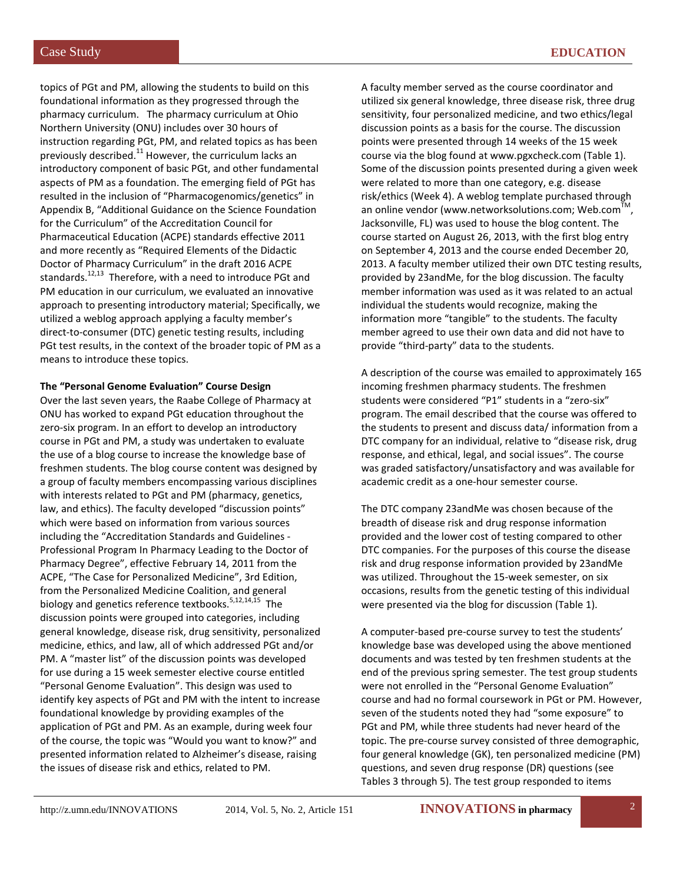topics of PGt and PM, allowing the students to build on this foundational information as they progressed through the pharmacy curriculum. The pharmacy curriculum at Ohio Northern University (ONU) includes over 30 hours of instruction regarding PGt, PM, and related topics as has been previously described.[11] However, the curriculum lacks an introductory component of basic PGt, and other fundamental aspects of PM as a foundation. The emerging field of PGt has resulted in the inclusion of "Pharmacogenomics/genetics" in Appendix B, "Additional Guidance on the Science Foundation for the Curriculum" of the Accreditation Council for Pharmaceutical Education (ACPE) standards effective 2011 and more recently as "Required Elements of the Didactic Doctor of Pharmacy Curriculum" in the draft 2016 ACPE standards.[12,13] Therefore, with a need to introduce PGt and PM education in our curriculum, we evaluated an innovative approach to presenting introductory material; Specifically, we utilized a weblog approach applying a faculty member's direct-to-consumer (DTC) genetic testing results, including PGt test results, in the context of the broader topic of PM as a means to introduce these topics.

**The "Personal Genome Evaluation" Course Design**

Over the last seven years, the Raabe College of Pharmacy at ONU has worked to expand PGt education throughout the zero-six program. In an effort to develop an introductory course in PGt and PM, a study was undertaken to evaluate the use of a blog course to increase the knowledge base of freshmen students. The blog course content was designed by a group of faculty members encompassing various disciplines with interests related to PGt and PM (pharmacy, genetics, law, and ethics). The faculty developed "discussion points" which were based on information from various sources including the "Accreditation Standards and Guidelines - Professional Program In Pharmacy Leading to the Doctor of Pharmacy Degree", effective February 14, 2011 from the ACPE, "The Case for Personalized Medicine", 3rd Edition, from the Personalized Medicine Coalition, and general biology and genetics reference textbooks.[5,12,14,15] The discussion points were grouped into categories, including general knowledge, disease risk, drug sensitivity, personalized medicine, ethics, and law, all of which addressed PGt and/or PM. A "master list" of the discussion points was developed for use during a 15 week semester elective course entitled "Personal Genome Evaluation". This design was used to identify key aspects of PGt and PM with the intent to increase foundational knowledge by providing examples of the application of PGt and PM. As an example, during week four of the course, the topic was "Would you want to know?" and presented information related to Alzheimer's disease, raising the issues of disease risk and ethics, related to PM.

A faculty member served as the course coordinator and utilized six general knowledge, three disease risk, three drug sensitivity, four personalized medicine, and two ethics/legal discussion points as a basis for the course. The discussion points were presented through 14 weeks of the 15 week course via the blog found at www.pgxcheck.com (Table 1). Some of the discussion points presented during a given week were related to more than one category, e.g. disease risk/ethics (Week 4). A weblog template purchased through an online vendor (www.networksolutions.com; Web.com™, Jacksonville, FL) was used to house the blog content. The course started on August 26, 2013, with the first blog entry on September 4, 2013 and the course ended December 20, 2013. A faculty member utilized their own DTC testing results, provided by 23andMe, for the blog discussion. The faculty member information was used as it was related to an actual individual the students would recognize, making the information more "tangible" to the students. The faculty member agreed to use their own data and did not have to provide "third-party" data to the students.

A description of the course was emailed to approximately 165 incoming freshmen pharmacy students. The freshmen students were considered "P1" students in a "zero-six" program. The email described that the course was offered to the students to present and discuss data/ information from a DTC company for an individual, relative to "disease risk, drug response, and ethical, legal, and social issues". The course was graded satisfactory/unsatisfactory and was available for academic credit as a one-hour semester course.

The DTC company 23andMe was chosen because of the breadth of disease risk and drug response information provided and the lower cost of testing compared to other DTC companies. For the purposes of this course the disease risk and drug response information provided by 23andMe was utilized. Throughout the 15-week semester, on six occasions, results from the genetic testing of this individual were presented via the blog for discussion (Table 1).

A computer-based pre-course survey to test the students' knowledge base was developed using the above mentioned documents and was tested by ten freshmen students at the end of the previous spring semester. The test group students were not enrolled in the "Personal Genome Evaluation" course and had no formal coursework in PGt or PM. However, seven of the students noted they had "some exposure" to PGt and PM, while three students had never heard of the topic. The pre-course survey consisted of three demographic, four general knowledge (GK), ten personalized medicine (PM) questions, and seven drug response (DR) questions (see Tables 3 through 5). The test group responded to items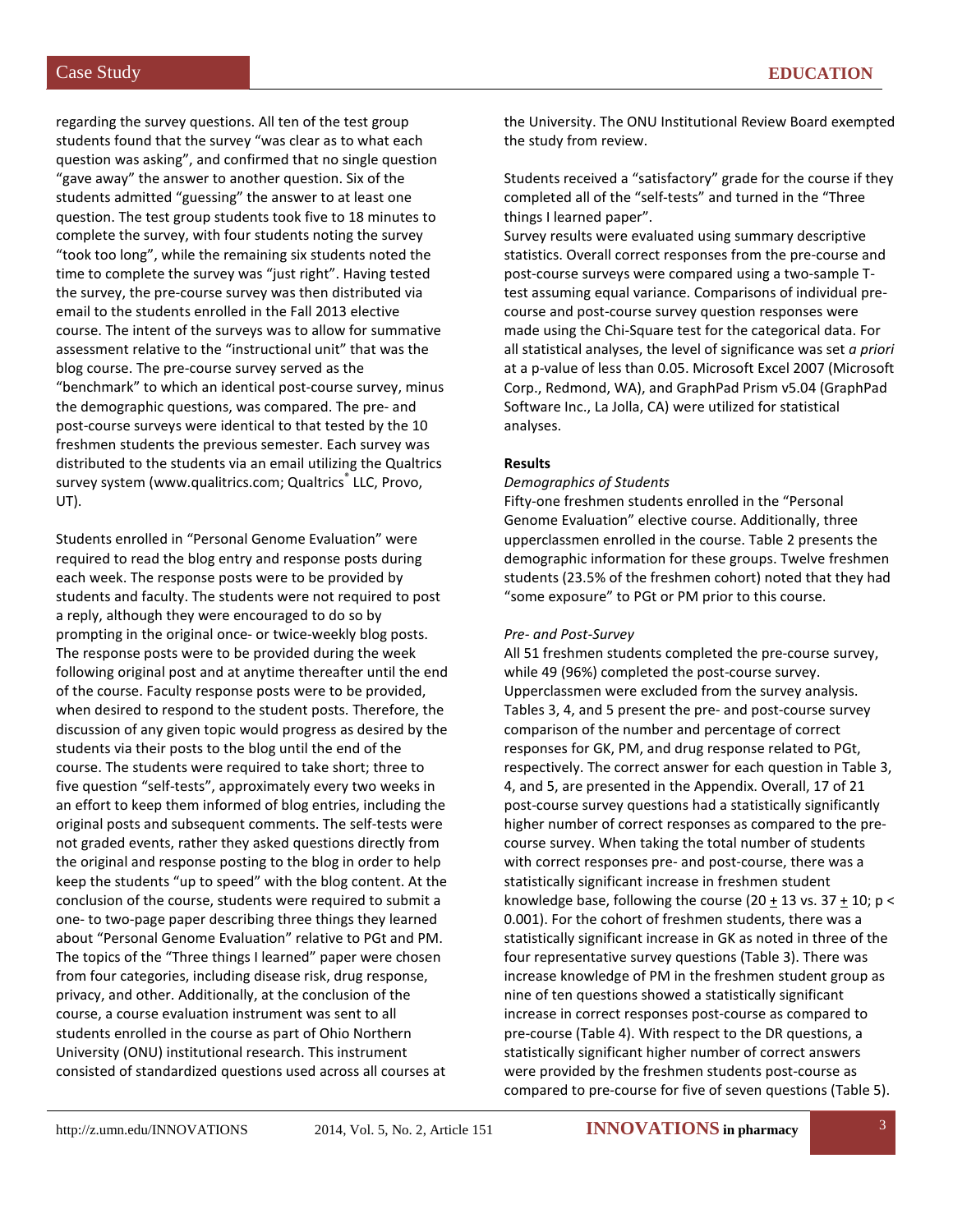regarding the survey questions. All ten of the test group students found that the survey "was clear as to what each question was asking", and confirmed that no single question "gave away" the answer to another question. Six of the students admitted "guessing" the answer to at least one question. The test group students took five to 18 minutes to complete the survey, with four students noting the survey "took too long", while the remaining six students noted the time to complete the survey was "just right". Having tested the survey, the pre-course survey was then distributed via email to the students enrolled in the Fall 2013 elective course. The intent of the surveys was to allow for summative assessment relative to the "instructional unit" that was the blog course. The pre-course survey served as the "benchmark" to which an identical post-course survey, minus the demographic questions, was compared. The pre- and post-course surveys were identical to that tested by the 10 freshmen students the previous semester. Each survey was distributed to the students via an email utilizing the Qualtrics survey system (www.qualitrics.com; Qualtrics® LLC, Provo, UT).

Students enrolled in "Personal Genome Evaluation" were required to read the blog entry and response posts during each week. The response posts were to be provided by students and faculty. The students were not required to post a reply, although they were encouraged to do so by prompting in the original once- or twice-weekly blog posts. The response posts were to be provided during the week following original post and at anytime thereafter until the end of the course. Faculty response posts were to be provided, when desired to respond to the student posts. Therefore, the discussion of any given topic would progress as desired by the students via their posts to the blog until the end of the course. The students were required to take short; three to five question "self-tests", approximately every two weeks in an effort to keep them informed of blog entries, including the original posts and subsequent comments. The self-tests were not graded events, rather they asked questions directly from the original and response posting to the blog in order to help keep the students "up to speed" with the blog content. At the conclusion of the course, students were required to submit a one- to two-page paper describing three things they learned about "Personal Genome Evaluation" relative to PGt and PM. The topics of the "Three things I learned" paper were chosen from four categories, including disease risk, drug response, privacy, and other. Additionally, at the conclusion of the course, a course evaluation instrument was sent to all students enrolled in the course as part of Ohio Northern University (ONU) institutional research. This instrument consisted of standardized questions used across all courses at the University. The ONU Institutional Review Board exempted the study from review.

Students received a "satisfactory" grade for the course if they completed all of the "self-tests" and turned in the "Three things I learned paper".
Survey results were evaluated using summary descriptive statistics. Overall correct responses from the pre-course and post-course surveys were compared using a two-sample T-test assuming equal variance. Comparisons of individual pre-course and post-course survey question responses were made using the Chi-Square test for the categorical data. For all statistical analyses, the level of significance was set *a priori* at a p-value of less than 0.05. Microsoft Excel 2007 (Microsoft Corp., Redmond, WA), and GraphPad Prism v5.04 (GraphPad Software Inc., La Jolla, CA) were utilized for statistical analyses.

## Results

*Demographics of Students*

Fifty-one freshmen students enrolled in the "Personal Genome Evaluation" elective course. Additionally, three upperclassmen enrolled in the course. Table 2 presents the demographic information for these groups. Twelve freshmen students (23.5% of the freshmen cohort) noted that they had "some exposure" to PGt or PM prior to this course.

*Pre- and Post-Survey*

All 51 freshmen students completed the pre-course survey, while 49 (96%) completed the post-course survey. Upperclassmen were excluded from the survey analysis. Tables 3, 4, and 5 present the pre- and post-course survey comparison of the number and percentage of correct responses for GK, PM, and drug response related to PGt, respectively. The correct answer for each question in Table 3, 4, and 5, are presented in the Appendix. Overall, 17 of 21 post-course survey questions had a statistically significantly higher number of correct responses as compared to the pre-course survey. When taking the total number of students with correct responses pre- and post-course, there was a statistically significant increase in freshmen student knowledge base, following the course ($20 \pm 13$ vs. $37 \pm 10$; $p < 0.001$). For the cohort of freshmen students, there was a statistically significant increase in GK as noted in three of the four representative survey questions (Table 3). There was increase knowledge of PM in the freshmen student group as nine of ten questions showed a statistically significant increase in correct responses post-course as compared to pre-course (Table 4). With respect to the DR questions, a statistically significant higher number of correct answers were provided by the freshmen students post-course as compared to pre-course for five of seven questions (Table 5).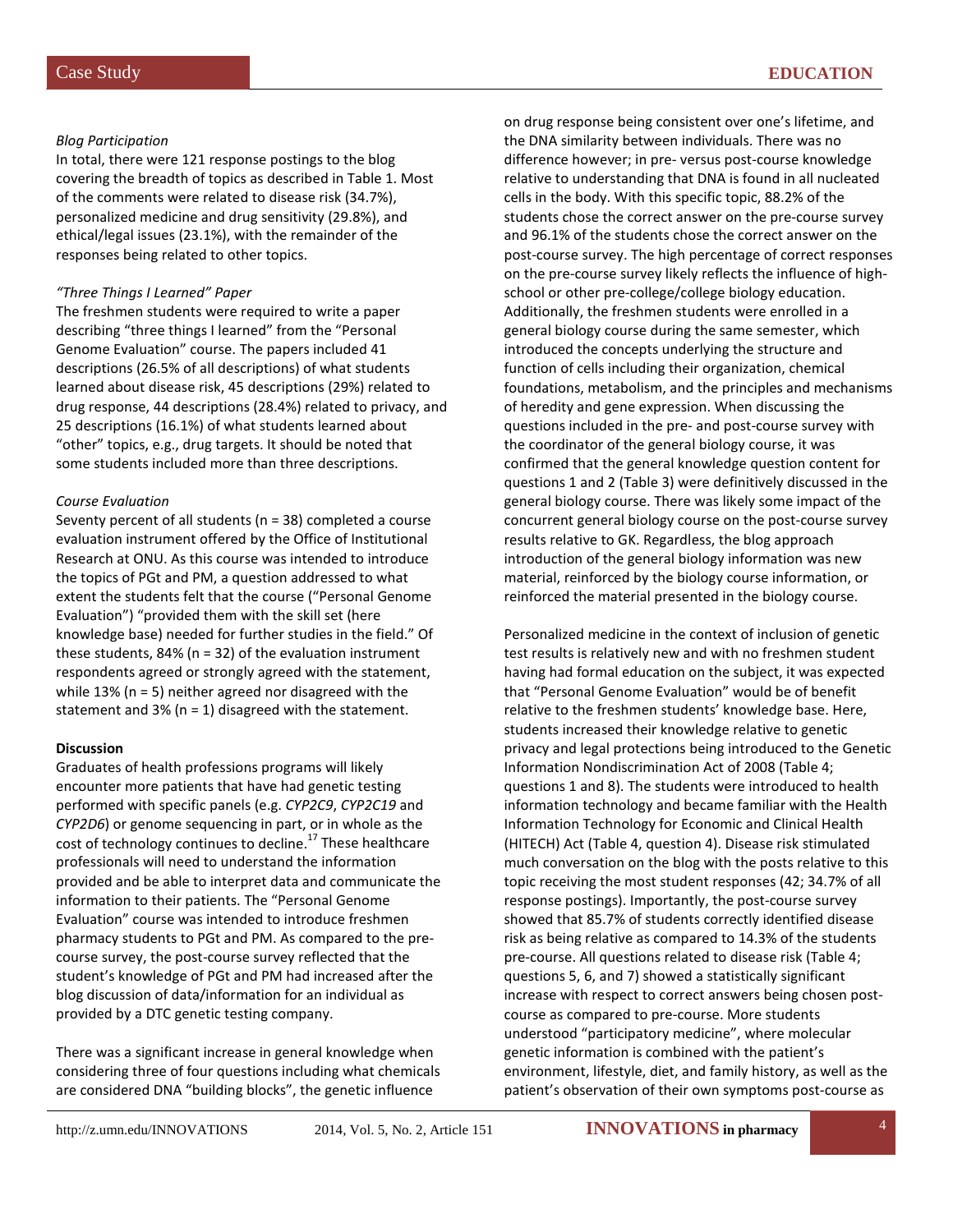*Blog Participation*

In total, there were 121 response postings to the blog covering the breadth of topics as described in Table 1. Most of the comments were related to disease risk (34.7%), personalized medicine and drug sensitivity (29.8%), and ethical/legal issues (23.1%), with the remainder of the responses being related to other topics.

*"Three Things I Learned" Paper*

The freshmen students were required to write a paper describing "three things I learned" from the "Personal Genome Evaluation" course. The papers included 41 descriptions (26.5% of all descriptions) of what students learned about disease risk, 45 descriptions (29%) related to drug response, 44 descriptions (28.4%) related to privacy, and 25 descriptions (16.1%) of what students learned about "other" topics, e.g., drug targets. It should be noted that some students included more than three descriptions.

*Course Evaluation*

Seventy percent of all students (n = 38) completed a course evaluation instrument offered by the Office of Institutional Research at ONU. As this course was intended to introduce the topics of PGt and PM, a question addressed to what extent the students felt that the course ("Personal Genome Evaluation") "provided them with the skill set (here knowledge base) needed for further studies in the field." Of these students, 84% (n = 32) of the evaluation instrument respondents agreed or strongly agreed with the statement, while 13% (n = 5) neither agreed nor disagreed with the statement and 3% (n = 1) disagreed with the statement.

**Discussion**

Graduates of health professions programs will likely encounter more patients that have had genetic testing performed with specific panels (e.g. *CYP2C9*, *CYP2C19* and *CYP2D6*) or genome sequencing in part, or in whole as the cost of technology continues to decline.[17] These healthcare professionals will need to understand the information provided and be able to interpret data and communicate the information to their patients. The "Personal Genome Evaluation" course was intended to introduce freshmen pharmacy students to PGt and PM. As compared to the pre-course survey, the post-course survey reflected that the student's knowledge of PGt and PM had increased after the blog discussion of data/information for an individual as provided by a DTC genetic testing company.

There was a significant increase in general knowledge when considering three of four questions including what chemicals are considered DNA "building blocks", the genetic influence on drug response being consistent over one's lifetime, and the DNA similarity between individuals. There was no difference however; in pre- versus post-course knowledge relative to understanding that DNA is found in all nucleated cells in the body. With this specific topic, 88.2% of the students chose the correct answer on the pre-course survey and 96.1% of the students chose the correct answer on the post-course survey. The high percentage of correct responses on the pre-course survey likely reflects the influence of high-school or other pre-college/college biology education. Additionally, the freshmen students were enrolled in a general biology course during the same semester, which introduced the concepts underlying the structure and function of cells including their organization, chemical foundations, metabolism, and the principles and mechanisms of heredity and gene expression. When discussing the questions included in the pre- and post-course survey with the coordinator of the general biology course, it was confirmed that the general knowledge question content for questions 1 and 2 (Table 3) were definitively discussed in the general biology course. There was likely some impact of the concurrent general biology course on the post-course survey results relative to GK. Regardless, the blog approach introduction of the general biology information was new material, reinforced by the biology course information, or reinforced the material presented in the biology course.

Personalized medicine in the context of inclusion of genetic test results is relatively new and with no freshmen student having had formal education on the subject, it was expected that "Personal Genome Evaluation" would be of benefit relative to the freshmen students' knowledge base. Here, students increased their knowledge relative to genetic privacy and legal protections being introduced to the Genetic Information Nondiscrimination Act of 2008 (Table 4; questions 1 and 8). The students were introduced to health information technology and became familiar with the Health Information Technology for Economic and Clinical Health (HITECH) Act (Table 4, question 4). Disease risk stimulated much conversation on the blog with the posts relative to this topic receiving the most student responses (42; 34.7% of all response postings). Importantly, the post-course survey showed that 85.7% of students correctly identified disease risk as being relative as compared to 14.3% of the students pre-course. All questions related to disease risk (Table 4; questions 5, 6, and 7) showed a statistically significant increase with respect to correct answers being chosen post-course as compared to pre-course. More students understood "participatory medicine", where molecular genetic information is combined with the patient's environment, lifestyle, diet, and family history, as well as the patient's observation of their own symptoms post-course as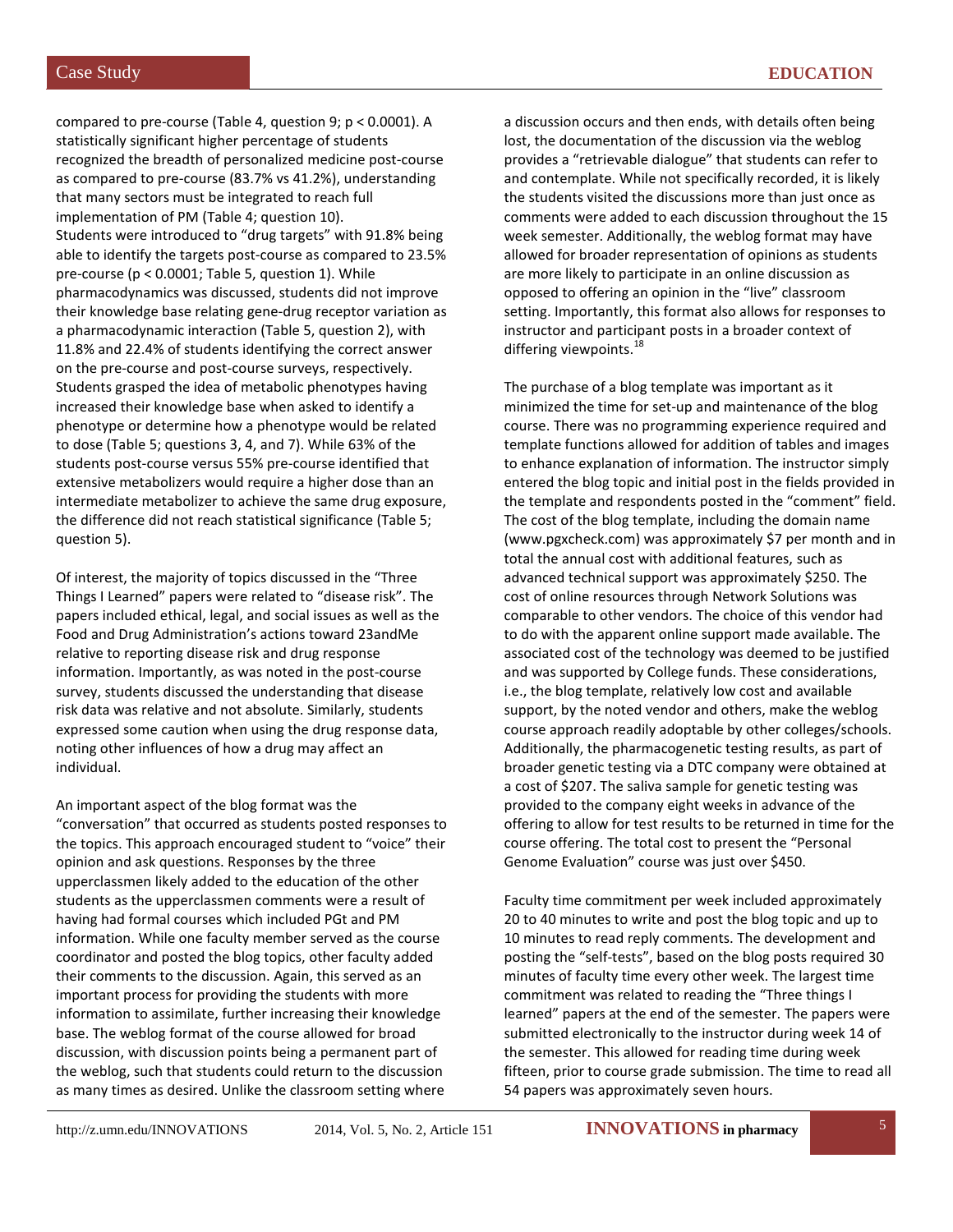compared to pre-course (Table 4, question 9; $p < 0.0001$). A statistically significant higher percentage of students recognized the breadth of personalized medicine post-course as compared to pre-course (83.7% vs 41.2%), understanding that many sectors must be integrated to reach full implementation of PM (Table 4; question 10).

Students were introduced to "drug targets" with 91.8% being able to identify the targets post-course as compared to 23.5% pre-course ($p < 0.0001$; Table 5, question 1). While pharmacodynamics was discussed, students did not improve their knowledge base relating gene-drug receptor variation as a pharmacodynamic interaction (Table 5, question 2), with 11.8% and 22.4% of students identifying the correct answer on the pre-course and post-course surveys, respectively. Students grasped the idea of metabolic phenotypes having increased their knowledge base when asked to identify a phenotype or determine how a phenotype would be related to dose (Table 5; questions 3, 4, and 7). While 63% of the students post-course versus 55% pre-course identified that extensive metabolizers would require a higher dose than an intermediate metabolizer to achieve the same drug exposure, the difference did not reach statistical significance (Table 5; question 5).

Of interest, the majority of topics discussed in the "Three Things I Learned" papers were related to "disease risk". The papers included ethical, legal, and social issues as well as the Food and Drug Administration's actions toward 23andMe relative to reporting disease risk and drug response information. Importantly, as was noted in the post-course survey, students discussed the understanding that disease risk data was relative and not absolute. Similarly, students expressed some caution when using the drug response data, noting other influences of how a drug may affect an individual.

An important aspect of the blog format was the "conversation" that occurred as students posted responses to the topics. This approach encouraged student to "voice" their opinion and ask questions. Responses by the three upperclassmen likely added to the education of the other students as the upperclassmen comments were a result of having had formal courses which included PGt and PM information. While one faculty member served as the course coordinator and posted the blog topics, other faculty added their comments to the discussion. Again, this served as an important process for providing the students with more information to assimilate, further increasing their knowledge base. The weblog format of the course allowed for broad discussion, with discussion points being a permanent part of the weblog, such that students could return to the discussion as many times as desired. Unlike the classroom setting where a discussion occurs and then ends, with details often being lost, the documentation of the discussion via the weblog provides a "retrievable dialogue" that students can refer to and contemplate. While not specifically recorded, it is likely the students visited the discussions more than just once as comments were added to each discussion throughout the 15 week semester. Additionally, the weblog format may have allowed for broader representation of opinions as students are more likely to participate in an online discussion as opposed to offering an opinion in the "live" classroom setting. Importantly, this format also allows for responses to instructor and participant posts in a broader context of differing viewpoints.[18]

The purchase of a blog template was important as it minimized the time for set-up and maintenance of the blog course. There was no programming experience required and template functions allowed for addition of tables and images to enhance explanation of information. The instructor simply entered the blog topic and initial post in the fields provided in the template and respondents posted in the "comment" field. The cost of the blog template, including the domain name (www.pgxcheck.com) was approximately $7 per month and in total the annual cost with additional features, such as advanced technical support was approximately $250. The cost of online resources through Network Solutions was comparable to other vendors. The choice of this vendor had to do with the apparent online support made available. The associated cost of the technology was deemed to be justified and was supported by College funds. These considerations, i.e., the blog template, relatively low cost and available support, by the noted vendor and others, make the weblog course approach readily adoptable by other colleges/schools. Additionally, the pharmacogenetic testing results, as part of broader genetic testing via a DTC company were obtained at a cost of $207. The saliva sample for genetic testing was provided to the company eight weeks in advance of the offering to allow for test results to be returned in time for the course offering. The total cost to present the "Personal Genome Evaluation" course was just over $450.

Faculty time commitment per week included approximately 20 to 40 minutes to write and post the blog topic and up to 10 minutes to read reply comments. The development and posting the "self-tests", based on the blog posts required 30 minutes of faculty time every other week. The largest time commitment was related to reading the "Three things I learned" papers at the end of the semester. The papers were submitted electronically to the instructor during week 14 of the semester. This allowed for reading time during week fifteen, prior to course grade submission. The time to read all 54 papers was approximately seven hours.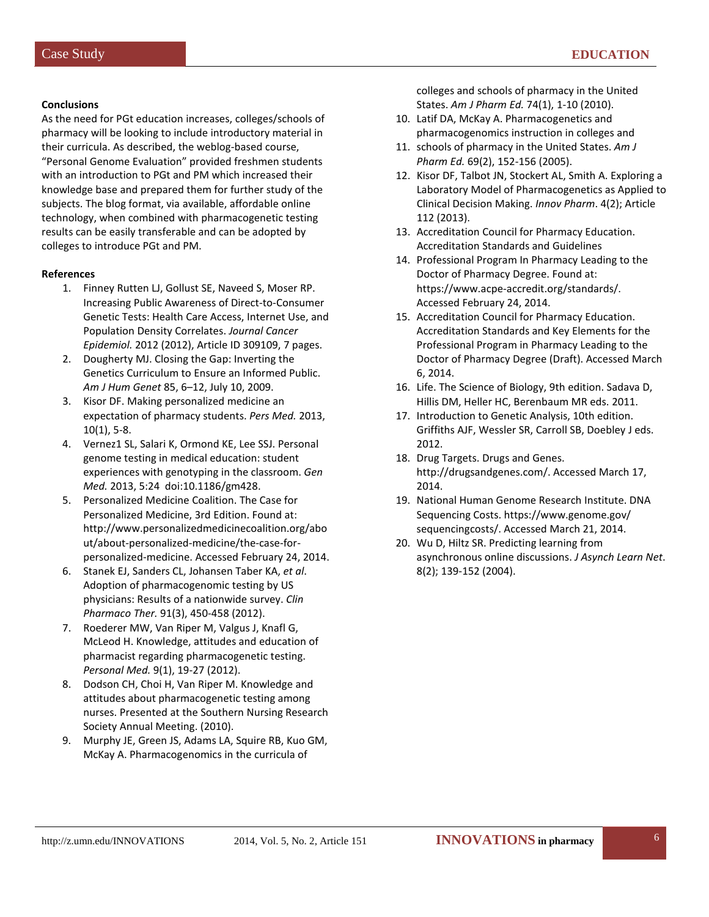**Conclusions**

As the need for PGt education increases, colleges/schools of pharmacy will be looking to include introductory material in their curricula. As described, the weblog-based course, "Personal Genome Evaluation" provided freshmen students with an introduction to PGt and PM which increased their knowledge base and prepared them for further study of the subjects. The blog format, via available, affordable online technology, when combined with pharmacogenetic testing results can be easily transferable and can be adopted by colleges to introduce PGt and PM.

**References**

1. Finney Rutten LJ, Gollust SE, Naveed S, Moser RP. Increasing Public Awareness of Direct-to-Consumer Genetic Tests: Health Care Access, Internet Use, and Population Density Correlates. *Journal Cancer Epidemiol.* 2012 (2012), Article ID 309109, 7 pages.
2. Dougherty MJ. Closing the Gap: Inverting the Genetics Curriculum to Ensure an Informed Public. *Am J Hum Genet* 85, 6–12, July 10, 2009.
3. Kisor DF. Making personalized medicine an expectation of pharmacy students. *Pers Med.* 2013, 10(1), 5-8.
4. Vernez1 SL, Salari K, Ormond KE, Lee SSJ. Personal genome testing in medical education: student experiences with genotyping in the classroom. *Gen Med.* 2013, 5:24 doi:10.1186/gm428.
5. Personalized Medicine Coalition. The Case for Personalized Medicine, 3rd Edition. Found at: http://www.personalizedmedicinecoalition.org/about/about-personalized-medicine/the-case-for-personalized-medicine. Accessed February 24, 2014.
6. Stanek EJ, Sanders CL, Johansen Taber KA, *et al*. Adoption of pharmacogenomic testing by US physicians: Results of a nationwide survey. *Clin Pharmaco Ther.* 91(3), 450-458 (2012).
7. Roederer MW, Van Riper M, Valgus J, Knafl G, McLeod H. Knowledge, attitudes and education of pharmacist regarding pharmacogenetic testing. *Personal Med.* 9(1), 19-27 (2012).
8. Dodson CH, Choi H, Van Riper M. Knowledge and attitudes about pharmacogenetic testing among nurses. Presented at the Southern Nursing Research Society Annual Meeting. (2010).
9. Murphy JE, Green JS, Adams LA, Squire RB, Kuo GM, McKay A. Pharmacogenomics in the curricula of colleges and schools of pharmacy in the United States. *Am J Pharm Ed.* 74(1), 1-10 (2010).
10. Latif DA, McKay A. Pharmacogenetics and pharmacogenomics instruction in colleges and
11. schools of pharmacy in the United States. *Am J Pharm Ed.* 69(2), 152-156 (2005).
12. Kisor DF, Talbot JN, Stockert AL, Smith A. Exploring a Laboratory Model of Pharmacogenetics as Applied to Clinical Decision Making. *Innov Pharm*. 4(2); Article 112 (2013).
13. Accreditation Council for Pharmacy Education. Accreditation Standards and Guidelines
14. Professional Program In Pharmacy Leading to the Doctor of Pharmacy Degree. Found at: https://www.acpe-accredit.org/standards/. Accessed February 24, 2014.
15. Accreditation Council for Pharmacy Education. Accreditation Standards and Key Elements for the Professional Program in Pharmacy Leading to the Doctor of Pharmacy Degree (Draft). Accessed March 6, 2014.
16. Life. The Science of Biology, 9th edition. Sadava D, Hillis DM, Heller HC, Berenbaum MR eds. 2011.
17. Introduction to Genetic Analysis, 10th edition. Griffiths AJF, Wessler SR, Carroll SB, Doebley J eds. 2012.
18. Drug Targets. Drugs and Genes. http://drugsandgenes.com/. Accessed March 17, 2014.
19. National Human Genome Research Institute. DNA Sequencing Costs. https://www.genome.gov/sequencingcosts/. Accessed March 21, 2014.
20. Wu D, Hiltz SR. Predicting learning from asynchronous online discussions. *J Asynch Learn Net*. 8(2); 139-152 (2004).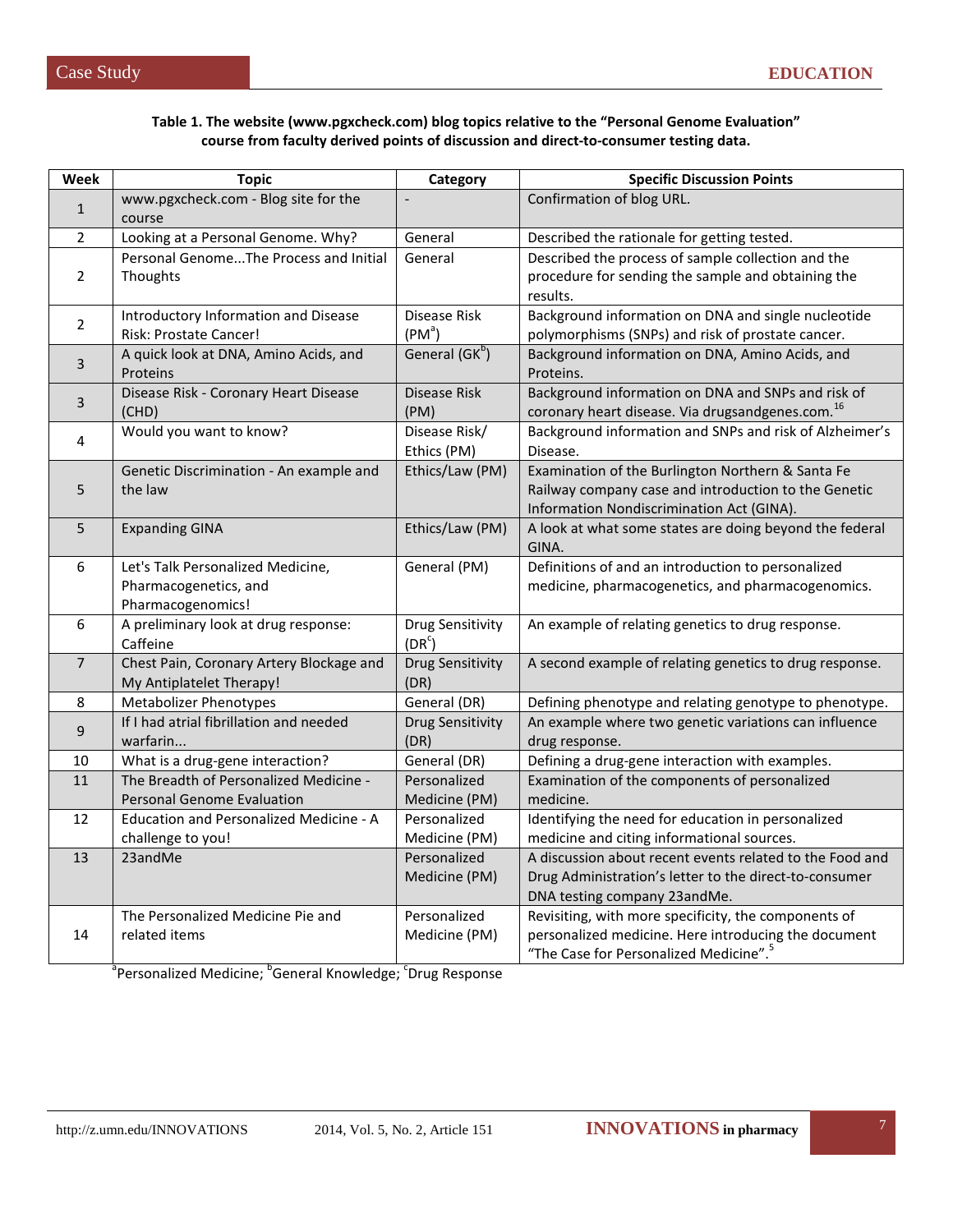**Table 1. The website (www.pgxcheck.com) blog topics relative to the "Personal Genome Evaluation" course from faculty derived points of discussion and direct-to-consumer testing data.**

| Week | Topic | Category | Specific Discussion Points |
|---|---|---|---|
| 1 | www.pgxcheck.com - Blog site for the course | - | Confirmation of blog URL. |
| 2 | Looking at a Personal Genome. Why? | General | Described the rationale for getting tested. |
| 2 | Personal Genome...The Process and Initial Thoughts | General | Described the process of sample collection and the procedure for sending the sample and obtaining the results. |
| 2 | Introductory Information and Disease Risk: Prostate Cancer! | Disease Risk (PM[a]) | Background information on DNA and single nucleotide polymorphisms (SNPs) and risk of prostate cancer. |
| 3 | A quick look at DNA, Amino Acids, and Proteins | General (GK[b]) | Background information on DNA, Amino Acids, and Proteins. |
| 3 | Disease Risk - Coronary Heart Disease (CHD) | Disease Risk (PM) | Background information on DNA and SNPs and risk of coronary heart disease. Via drugsandgenes.com.[16] |
| 4 | Would you want to know? | Disease Risk/ Ethics (PM) | Background information and SNPs and risk of Alzheimer's Disease. |
| 5 | Genetic Discrimination - An example and the law | Ethics/Law (PM) | Examination of the Burlington Northern & Santa Fe Railway company case and introduction to the Genetic Information Nondiscrimination Act (GINA). |
| 5 | Expanding GINA | Ethics/Law (PM) | A look at what some states are doing beyond the federal GINA. |
| 6 | Let's Talk Personalized Medicine, Pharmacogenetics, and Pharmacogenomics! | General (PM) | Definitions of and an introduction to personalized medicine, pharmacogenetics, and pharmacogenomics. |
| 6 | A preliminary look at drug response: Caffeine | Drug Sensitivity (DR[c]) | An example of relating genetics to drug response. |
| 7 | Chest Pain, Coronary Artery Blockage and My Antiplatelet Therapy! | Drug Sensitivity (DR) | A second example of relating genetics to drug response. |
| 8 | Metabolizer Phenotypes | General (DR) | Defining phenotype and relating genotype to phenotype. |
| 9 | If I had atrial fibrillation and needed warfarin... | Drug Sensitivity (DR) | An example where two genetic variations can influence drug response. |
| 10 | What is a drug-gene interaction? | General (DR) | Defining a drug-gene interaction with examples. |
| 11 | The Breadth of Personalized Medicine - Personal Genome Evaluation | Personalized Medicine (PM) | Examination of the components of personalized medicine. |
| 12 | Education and Personalized Medicine - A challenge to you! | Personalized Medicine (PM) | Identifying the need for education in personalized medicine and citing informational sources. |
| 13 | 23andMe | Personalized Medicine (PM) | A discussion about recent events related to the Food and Drug Administration's letter to the direct-to-consumer DNA testing company 23andMe. |
| 14 | The Personalized Medicine Pie and related items | Personalized Medicine (PM) | Revisiting, with more specificity, the components of personalized medicine. Here introducing the document "The Case for Personalized Medicine".[5] |

[a]Personalized Medicine; [b]General Knowledge; [c]Drug Response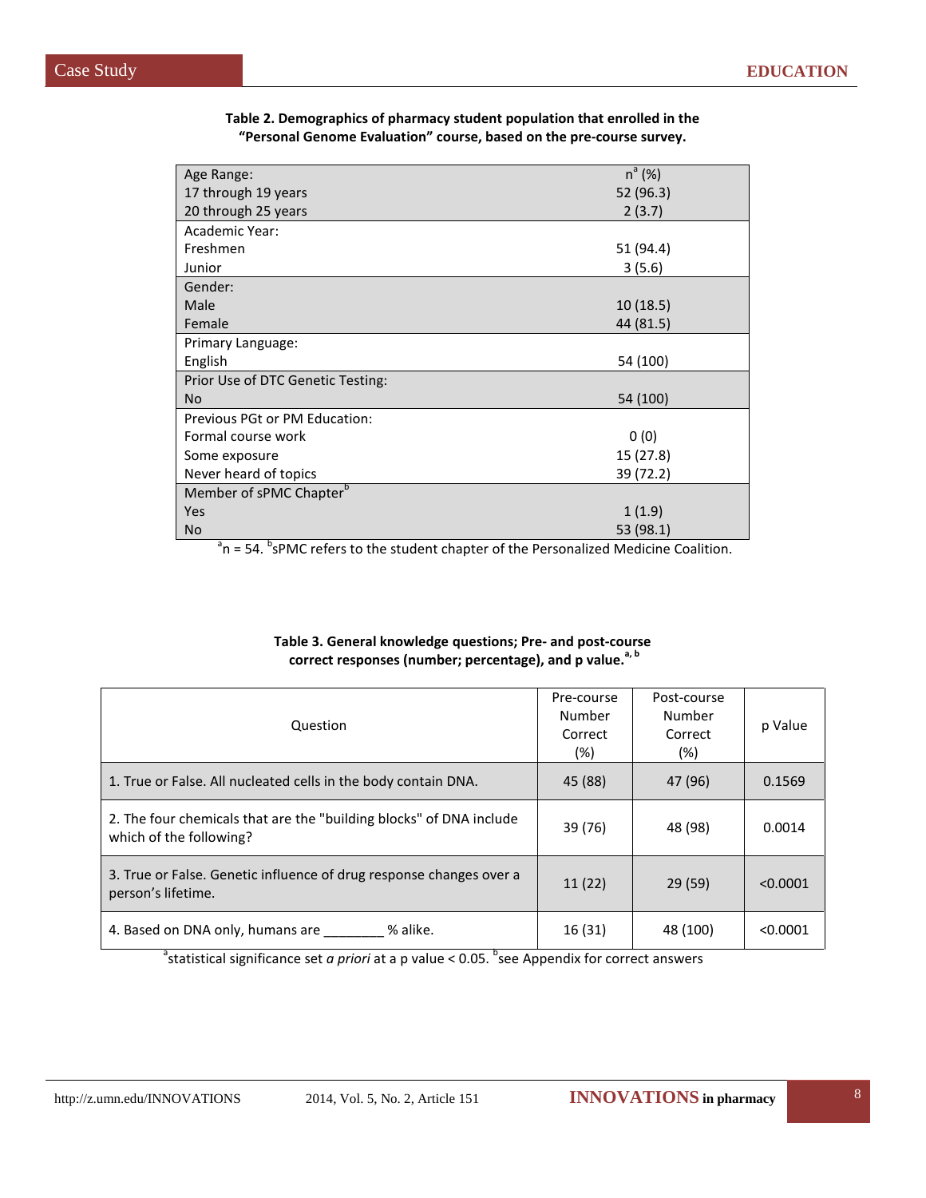**Table 2. Demographics of pharmacy student population that enrolled in the "Personal Genome Evaluation" course, based on the pre-course survey.**

| | n[a] (%) |
|---|---|
| Age Range: | |
| 17 through 19 years | 52 (96.3) |
| 20 through 25 years | 2 (3.7) |
| Academic Year: | |
| Freshmen | 51 (94.4) |
| Junior | 3 (5.6) |
| Gender: | |
| Male | 10 (18.5) |
| Female | 44 (81.5) |
| Primary Language: | |
| English | 54 (100) |
| Prior Use of DTC Genetic Testing: | |
| No | 54 (100) |
| Previous PGt or PM Education: | |
| Formal course work | 0 (0) |
| Some exposure | 15 (27.8) |
| Never heard of topics | 39 (72.2) |
| Member of sPMC Chapter[b] | |
| Yes | 1 (1.9) |
| No | 53 (98.1) |

[a]n = 54. [b]sPMC refers to the student chapter of the Personalized Medicine Coalition.

**Table 3. General knowledge questions; Pre- and post-course correct responses (number; percentage), and p value.[a, b]**

| Question | Pre-course Number Correct (%) | Post-course Number Correct (%) | p Value |
|---|---|---|---|
| 1. True or False. All nucleated cells in the body contain DNA. | 45 (88) | 47 (96) | 0.1569 |
| 2. The four chemicals that are the "building blocks" of DNA include which of the following? | 39 (76) | 48 (98) | 0.0014 |
| 3. True or False. Genetic influence of drug response changes over a person's lifetime. | 11 (22) | 29 (59) | <0.0001 |
| 4. Based on DNA only, humans are ________ % alike. | 16 (31) | 48 (100) | <0.0001 |

[a]statistical significance set *a priori* at a p value < 0.05. [b]see Appendix for correct answers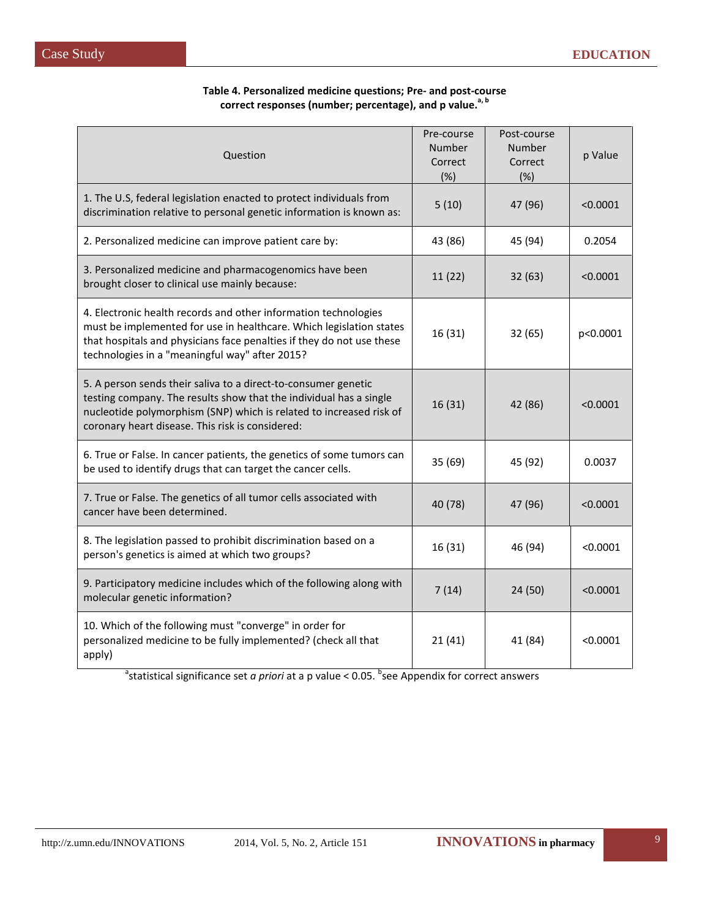**Table 4. Personalized medicine questions; Pre- and post-course correct responses (number; percentage), and p value.[a, b]**

| Question | Pre-course Number Correct (%) | Post-course Number Correct (%) | p Value |
|---|---|---|---|
| 1. The U.S, federal legislation enacted to protect individuals from discrimination relative to personal genetic information is known as: | 5 (10) | 47 (96) | <0.0001 |
| 2. Personalized medicine can improve patient care by: | 43 (86) | 45 (94) | 0.2054 |
| 3. Personalized medicine and pharmacogenomics have been brought closer to clinical use mainly because: | 11 (22) | 32 (63) | <0.0001 |
| 4. Electronic health records and other information technologies must be implemented for use in healthcare. Which legislation states that hospitals and physicians face penalties if they do not use these technologies in a "meaningful way" after 2015? | 16 (31) | 32 (65) | p<0.0001 |
| 5. A person sends their saliva to a direct-to-consumer genetic testing company. The results show that the individual has a single nucleotide polymorphism (SNP) which is related to increased risk of coronary heart disease. This risk is considered: | 16 (31) | 42 (86) | <0.0001 |
| 6. True or False. In cancer patients, the genetics of some tumors can be used to identify drugs that can target the cancer cells. | 35 (69) | 45 (92) | 0.0037 |
| 7. True or False. The genetics of all tumor cells associated with cancer have been determined. | 40 (78) | 47 (96) | <0.0001 |
| 8. The legislation passed to prohibit discrimination based on a person's genetics is aimed at which two groups? | 16 (31) | 46 (94) | <0.0001 |
| 9. Participatory medicine includes which of the following along with molecular genetic information? | 7 (14) | 24 (50) | <0.0001 |
| 10. Which of the following must "converge" in order for personalized medicine to be fully implemented? (check all that apply) | 21 (41) | 41 (84) | <0.0001 |

[a]statistical significance set *a priori* at a p value < 0.05. [b]see Appendix for correct answers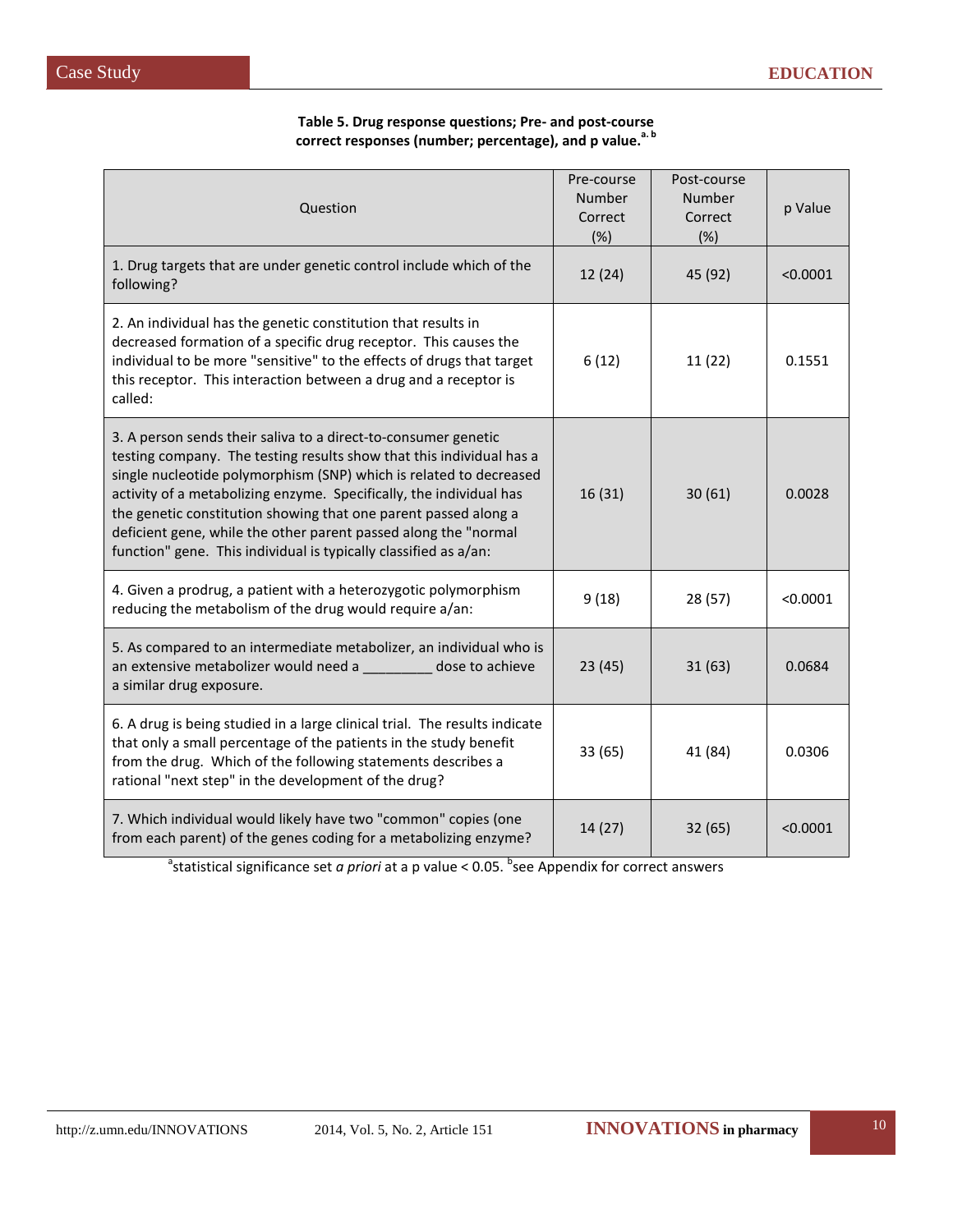**Table 5. Drug response questions; Pre- and post-course correct responses (number; percentage), and p value.[a, b]**

| Question | Pre-course Number Correct (%) | Post-course Number Correct (%) | p Value |
|---|---|---|---|
| 1. Drug targets that are under genetic control include which of the following? | 12 (24) | 45 (92) | <0.0001 |
| 2. An individual has the genetic constitution that results in decreased formation of a specific drug receptor. This causes the individual to be more "sensitive" to the effects of drugs that target this receptor. This interaction between a drug and a receptor is called: | 6 (12) | 11 (22) | 0.1551 |
| 3. A person sends their saliva to a direct-to-consumer genetic testing company. The testing results show that this individual has a single nucleotide polymorphism (SNP) which is related to decreased activity of a metabolizing enzyme. Specifically, the individual has the genetic constitution showing that one parent passed along a deficient gene, while the other parent passed along the "normal function" gene. This individual is typically classified as a/an: | 16 (31) | 30 (61) | 0.0028 |
| 4. Given a prodrug, a patient with a heterozygotic polymorphism reducing the metabolism of the drug would require a/an: | 9 (18) | 28 (57) | <0.0001 |
| 5. As compared to an intermediate metabolizer, an individual who is an extensive metabolizer would need a _________ dose to achieve a similar drug exposure. | 23 (45) | 31 (63) | 0.0684 |
| 6. A drug is being studied in a large clinical trial. The results indicate that only a small percentage of the patients in the study benefit from the drug. Which of the following statements describes a rational "next step" in the development of the drug? | 33 (65) | 41 (84) | 0.0306 |
| 7. Which individual would likely have two "common" copies (one from each parent) of the genes coding for a metabolizing enzyme? | 14 (27) | 32 (65) | <0.0001 |

[a]statistical significance set *a priori* at a p value < 0.05. [b]see Appendix for correct answers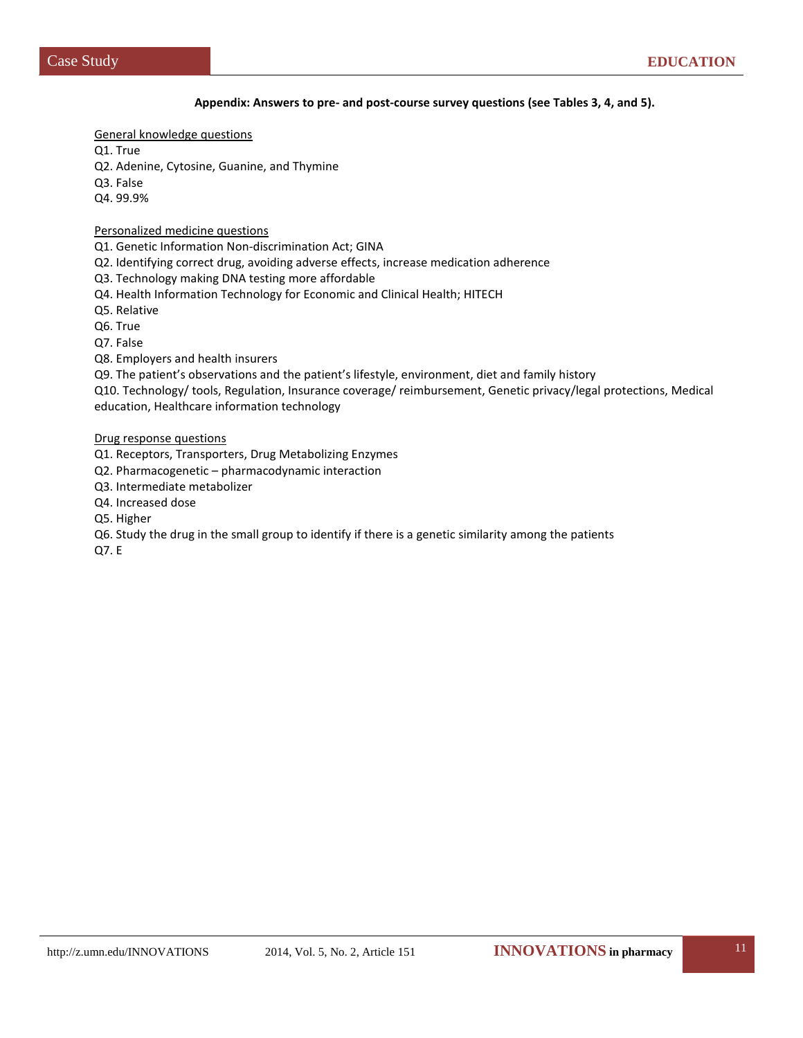**Appendix: Answers to pre- and post-course survey questions (see Tables 3, 4, and 5).**

General knowledge questions

Q1. True

Q2. Adenine, Cytosine, Guanine, and Thymine

Q3. False

Q4. 99.9%

Personalized medicine questions

Q1. Genetic Information Non-discrimination Act; GINA

Q2. Identifying correct drug, avoiding adverse effects, increase medication adherence

Q3. Technology making DNA testing more affordable

Q4. Health Information Technology for Economic and Clinical Health; HITECH

Q5. Relative

Q6. True

Q7. False

Q8. Employers and health insurers

Q9. The patient's observations and the patient's lifestyle, environment, diet and family history

Q10. Technology/ tools, Regulation, Insurance coverage/ reimbursement, Genetic privacy/legal protections, Medical education, Healthcare information technology

Drug response questions

Q1. Receptors, Transporters, Drug Metabolizing Enzymes

Q2. Pharmacogenetic – pharmacodynamic interaction

Q3. Intermediate metabolizer

Q4. Increased dose

Q5. Higher

Q6. Study the drug in the small group to identify if there is a genetic similarity among the patients

Q7. E